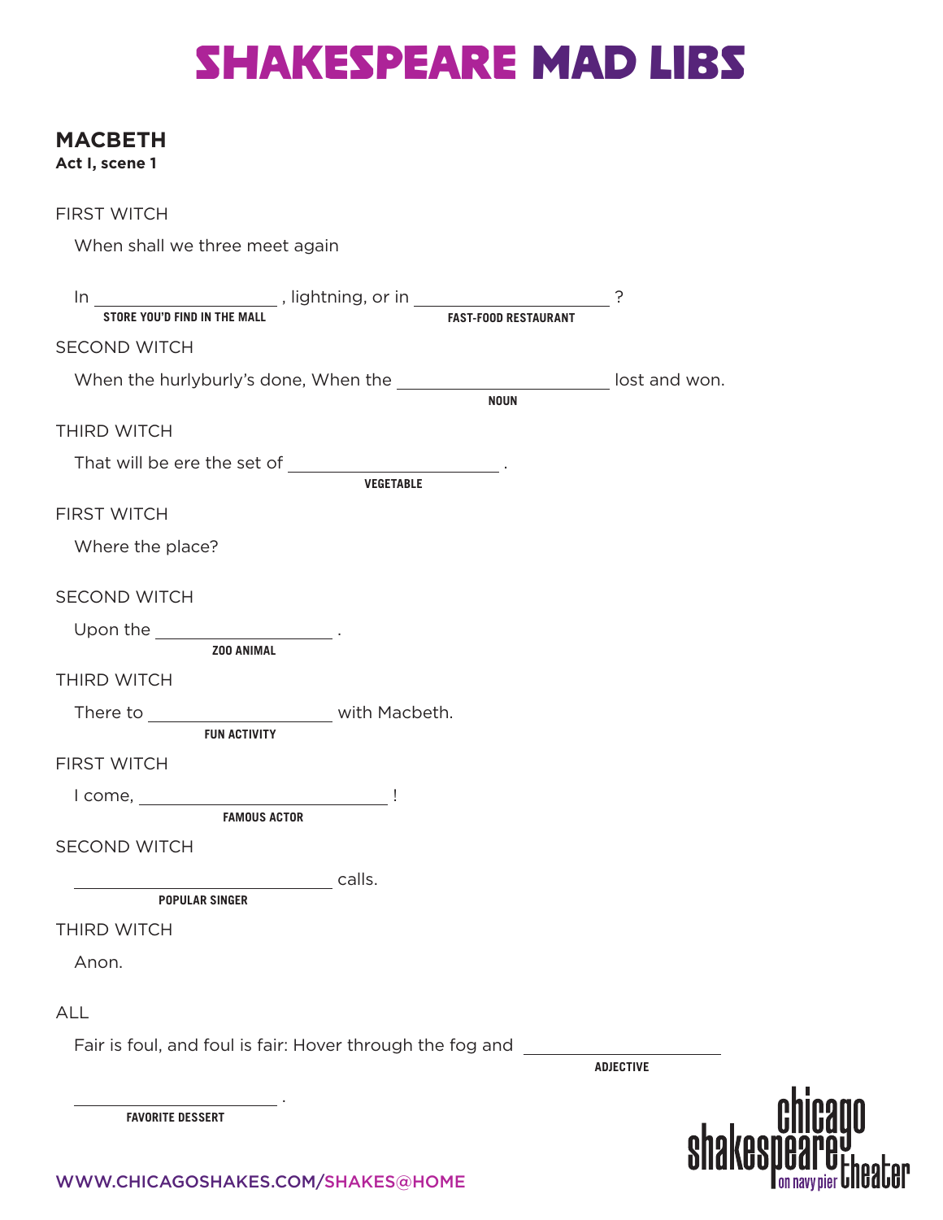# SHAKESPEARE MAD LIBS

## MACBETH

**Act I, scene 1**

FIRST WITCH

When shall we three meet again

In ____________________ , lightning, or in ____________________ ?
(STORE YOU'D FIND IN THE MALL) (FAST-FOOD RESTAURANT)

SECOND WITCH

When the hurlyburly's done, When the ____________________ lost and won.
(NOUN)

THIRD WITCH

That will be ere the set of ____________________ .
(VEGETABLE)

FIRST WITCH

Where the place?

SECOND WITCH

Upon the ____________________ .
(ZOO ANIMAL)

THIRD WITCH

There to ____________________ with Macbeth.
(FUN ACTIVITY)

FIRST WITCH

I come, ____________________ !
(FAMOUS ACTOR)

SECOND WITCH

____________________ calls.
(POPULAR SINGER)

THIRD WITCH

Anon.

ALL

Fair is foul, and foul is fair: Hover through the fog and ____________________
(ADJECTIVE)

____________________ .
(FAVORITE DESSERT)

WWW.CHICAGOSHAKES.COM/SHAKES@HOME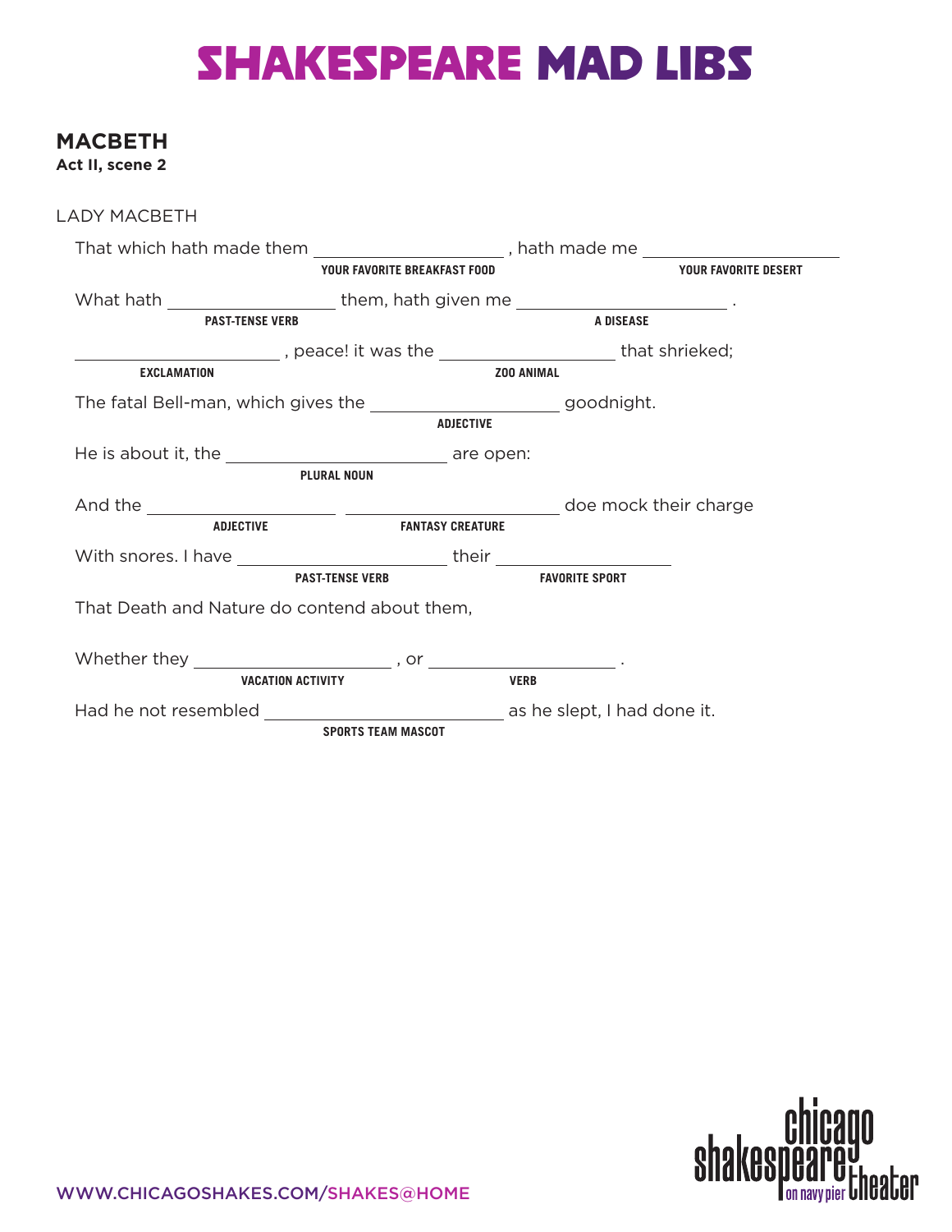# SHAKESPEARE MAD LIBS

## MACBETH

**Act II, scene 2**

LADY MACBETH

That which hath made them ____________________ (YOUR FAVORITE BREAKFAST FOOD), hath made me ____________________ (YOUR FAVORITE DESERT)

What hath ____________________ (PAST-TENSE VERB) them, hath given me ____________________ (A DISEASE).

____________________ (EXCLAMATION), peace! it was the ____________________ (ZOO ANIMAL) that shrieked;

The fatal Bell-man, which gives the ____________________ (ADJECTIVE) goodnight.

He is about it, the ____________________ (PLURAL NOUN) are open:

And the ____________________ (ADJECTIVE) ____________________ (FANTASY CREATURE) doe mock their charge

With snores. I have ____________________ (PAST-TENSE VERB) their ____________________ (FAVORITE SPORT)

That Death and Nature do contend about them,

Whether they ____________________ (VACATION ACTIVITY), or ____________________ (VERB).

Had he not resembled ____________________ (SPORTS TEAM MASCOT) as he slept, I had done it.

WWW.CHICAGOSHAKES.COM/SHAKES@HOME

chicago shakespeare theater on navy pier